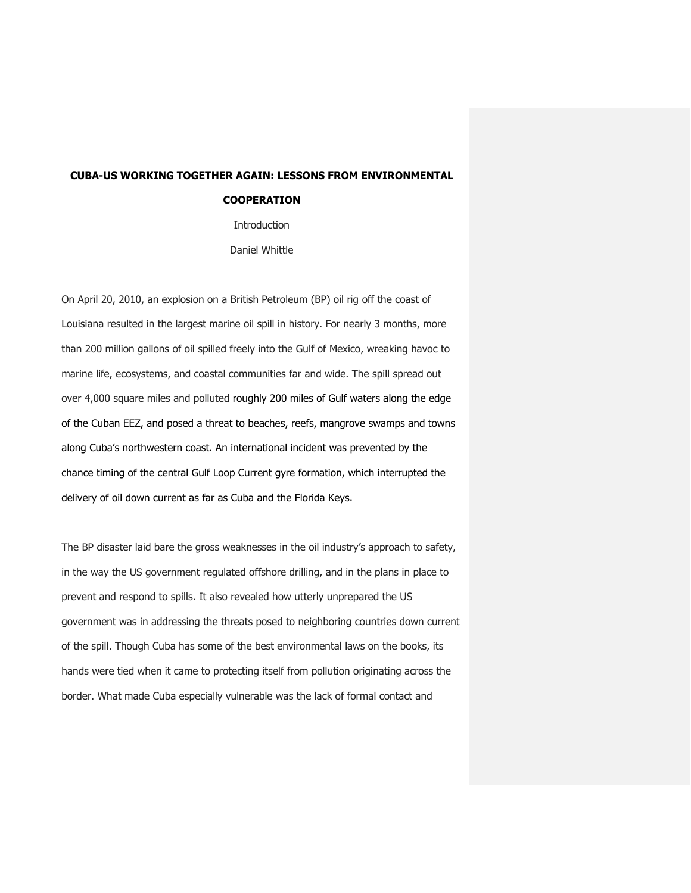# CUBA-US WORKING TOGETHER AGAIN: LESSONS FROM ENVIRONMENTAL COOPERATION

Introduction

Daniel Whittle

On April 20, 2010, an explosion on a British Petroleum (BP) oil rig off the coast of Louisiana resulted in the largest marine oil spill in history. For nearly 3 months, more than 200 million gallons of oil spilled freely into the Gulf of Mexico, wreaking havoc to marine life, ecosystems, and coastal communities far and wide. The spill spread out over 4,000 square miles and polluted roughly 200 miles of Gulf waters along the edge of the Cuban EEZ, and posed a threat to beaches, reefs, mangrove swamps and towns along Cuba's northwestern coast. An international incident was prevented by the chance timing of the central Gulf Loop Current gyre formation, which interrupted the delivery of oil down current as far as Cuba and the Florida Keys.

The BP disaster laid bare the gross weaknesses in the oil industry's approach to safety, in the way the US government regulated offshore drilling, and in the plans in place to prevent and respond to spills. It also revealed how utterly unprepared the US government was in addressing the threats posed to neighboring countries down current of the spill. Though Cuba has some of the best environmental laws on the books, its hands were tied when it came to protecting itself from pollution originating across the border. What made Cuba especially vulnerable was the lack of formal contact and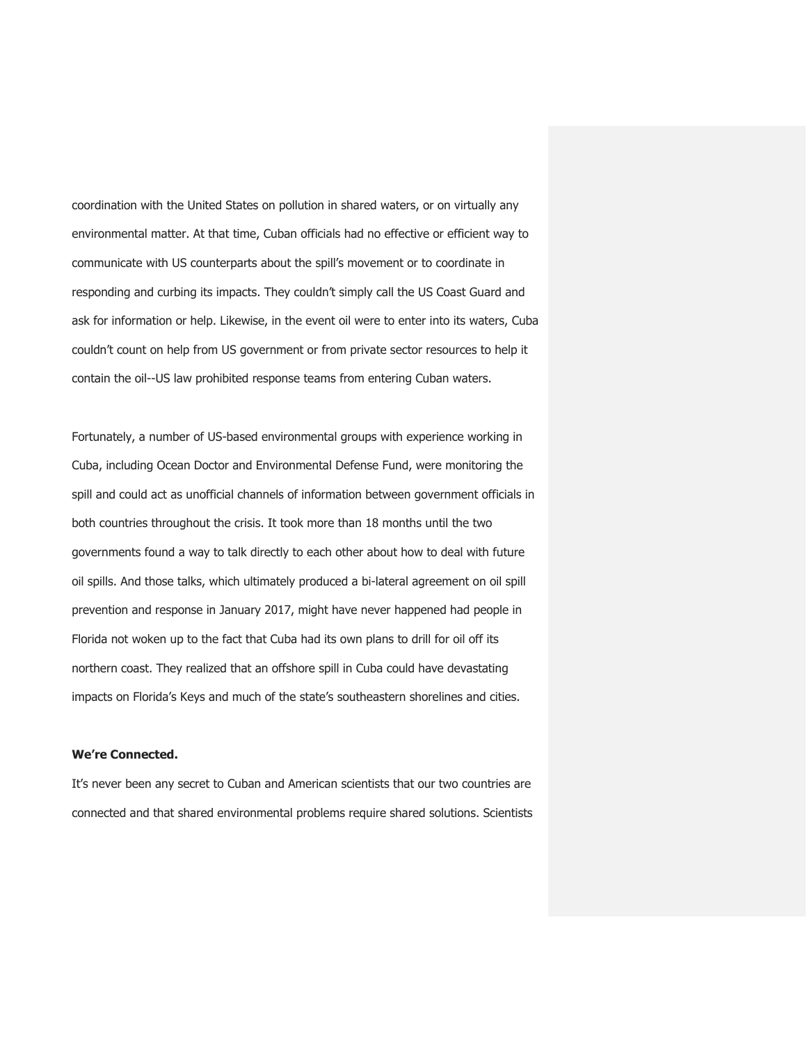coordination with the United States on pollution in shared waters, or on virtually any environmental matter. At that time, Cuban officials had no effective or efficient way to communicate with US counterparts about the spill's movement or to coordinate in responding and curbing its impacts. They couldn't simply call the US Coast Guard and ask for information or help. Likewise, in the event oil were to enter into its waters, Cuba couldn't count on help from US government or from private sector resources to help it contain the oil--US law prohibited response teams from entering Cuban waters.

Fortunately, a number of US-based environmental groups with experience working in Cuba, including Ocean Doctor and Environmental Defense Fund, were monitoring the spill and could act as unofficial channels of information between government officials in both countries throughout the crisis. It took more than 18 months until the two governments found a way to talk directly to each other about how to deal with future oil spills. And those talks, which ultimately produced a bi-lateral agreement on oil spill prevention and response in January 2017, might have never happened had people in Florida not woken up to the fact that Cuba had its own plans to drill for oil off its northern coast. They realized that an offshore spill in Cuba could have devastating impacts on Florida's Keys and much of the state's southeastern shorelines and cities.

**We're Connected.**

It's never been any secret to Cuban and American scientists that our two countries are connected and that shared environmental problems require shared solutions. Scientists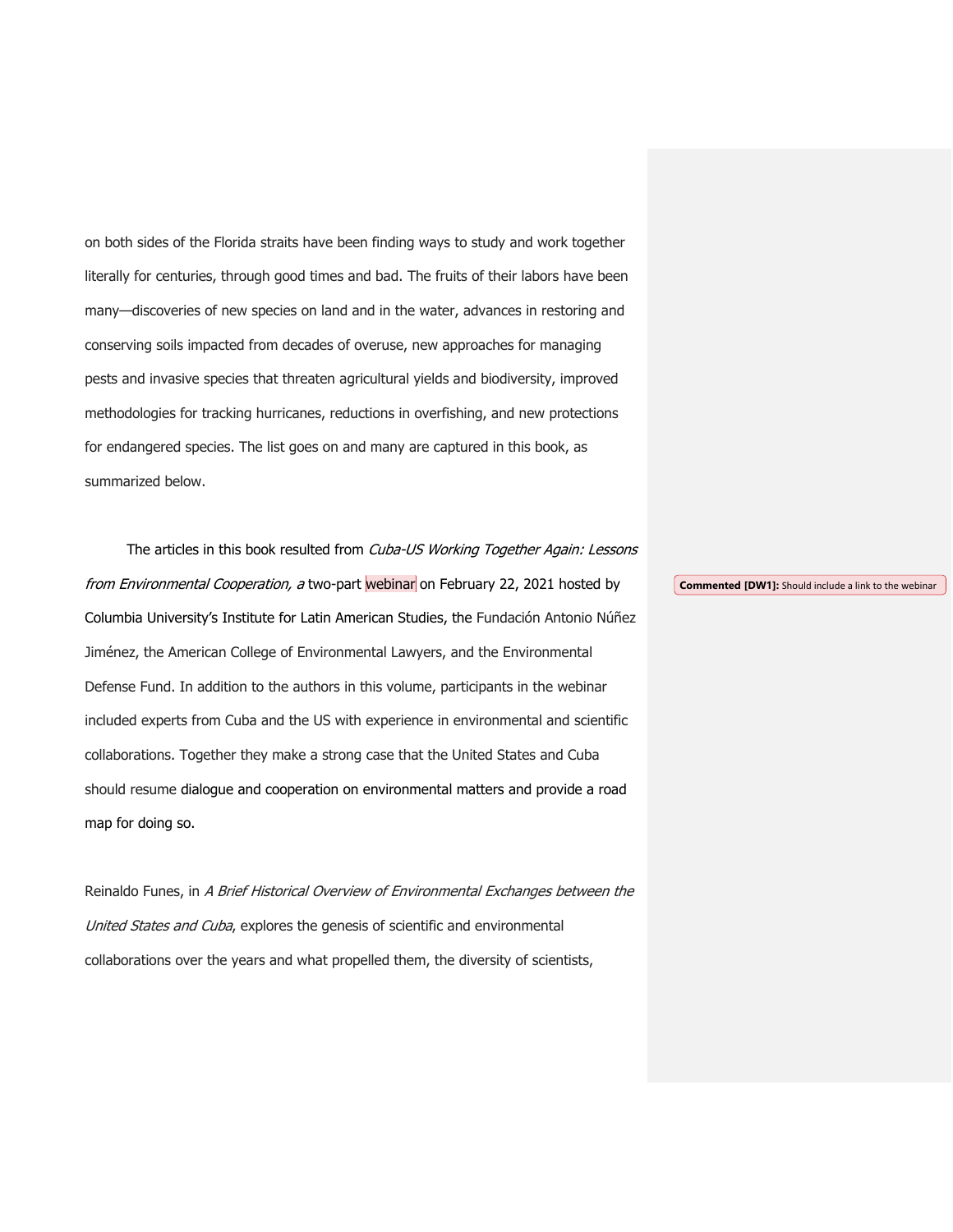on both sides of the Florida straits have been finding ways to study and work together literally for centuries, through good times and bad. The fruits of their labors have been many—discoveries of new species on land and in the water, advances in restoring and conserving soils impacted from decades of overuse, new approaches for managing pests and invasive species that threaten agricultural yields and biodiversity, improved methodologies for tracking hurricanes, reductions in overfishing, and new protections for endangered species. The list goes on and many are captured in this book, as summarized below.

The articles in this book resulted from *Cuba-US Working Together Again: Lessons from Environmental Cooperation, a* two-part webinar on February 22, 2021 hosted by Columbia University's Institute for Latin American Studies, the Fundación Antonio Núñez Jiménez, the American College of Environmental Lawyers, and the Environmental Defense Fund. In addition to the authors in this volume, participants in the webinar included experts from Cuba and the US with experience in environmental and scientific collaborations. Together they make a strong case that the United States and Cuba should resume dialogue and cooperation on environmental matters and provide a road map for doing so.

**Commented [DW1]:** Should include a link to the webinar

Reinaldo Funes, in *A Brief Historical Overview of Environmental Exchanges between the United States and Cuba*, explores the genesis of scientific and environmental collaborations over the years and what propelled them, the diversity of scientists,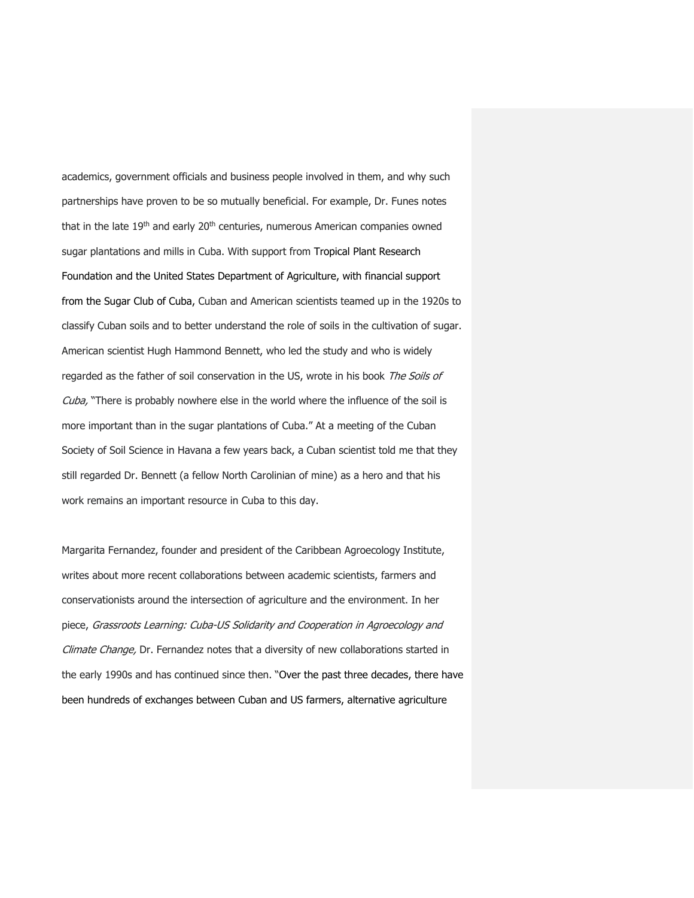academics, government officials and business people involved in them, and why such partnerships have proven to be so mutually beneficial. For example, Dr. Funes notes that in the late 19th and early 20th centuries, numerous American companies owned sugar plantations and mills in Cuba. With support from Tropical Plant Research Foundation and the United States Department of Agriculture, with financial support from the Sugar Club of Cuba, Cuban and American scientists teamed up in the 1920s to classify Cuban soils and to better understand the role of soils in the cultivation of sugar. American scientist Hugh Hammond Bennett, who led the study and who is widely regarded as the father of soil conservation in the US, wrote in his book *The Soils of Cuba,* "There is probably nowhere else in the world where the influence of the soil is more important than in the sugar plantations of Cuba." At a meeting of the Cuban Society of Soil Science in Havana a few years back, a Cuban scientist told me that they still regarded Dr. Bennett (a fellow North Carolinian of mine) as a hero and that his work remains an important resource in Cuba to this day.

Margarita Fernandez, founder and president of the Caribbean Agroecology Institute, writes about more recent collaborations between academic scientists, farmers and conservationists around the intersection of agriculture and the environment. In her piece, *Grassroots Learning: Cuba-US Solidarity and Cooperation in Agroecology and Climate Change,* Dr. Fernandez notes that a diversity of new collaborations started in the early 1990s and has continued since then. "Over the past three decades, there have been hundreds of exchanges between Cuban and US farmers, alternative agriculture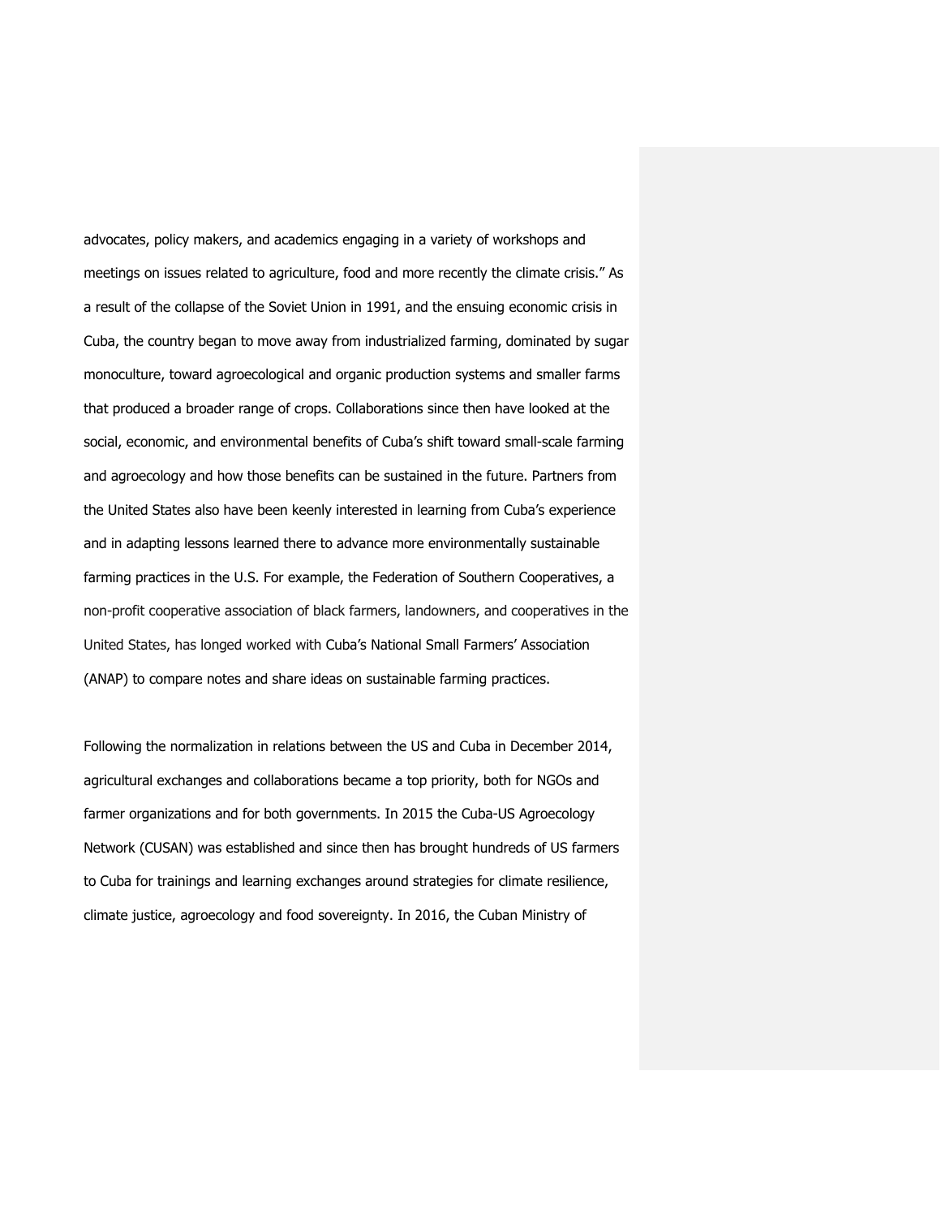advocates, policy makers, and academics engaging in a variety of workshops and meetings on issues related to agriculture, food and more recently the climate crisis." As a result of the collapse of the Soviet Union in 1991, and the ensuing economic crisis in Cuba, the country began to move away from industrialized farming, dominated by sugar monoculture, toward agroecological and organic production systems and smaller farms that produced a broader range of crops. Collaborations since then have looked at the social, economic, and environmental benefits of Cuba's shift toward small-scale farming and agroecology and how those benefits can be sustained in the future. Partners from the United States also have been keenly interested in learning from Cuba's experience and in adapting lessons learned there to advance more environmentally sustainable farming practices in the U.S. For example, the Federation of Southern Cooperatives, a non-profit cooperative association of black farmers, landowners, and cooperatives in the United States, has longed worked with Cuba's National Small Farmers' Association (ANAP) to compare notes and share ideas on sustainable farming practices.

Following the normalization in relations between the US and Cuba in December 2014, agricultural exchanges and collaborations became a top priority, both for NGOs and farmer organizations and for both governments. In 2015 the Cuba-US Agroecology Network (CUSAN) was established and since then has brought hundreds of US farmers to Cuba for trainings and learning exchanges around strategies for climate resilience, climate justice, agroecology and food sovereignty. In 2016, the Cuban Ministry of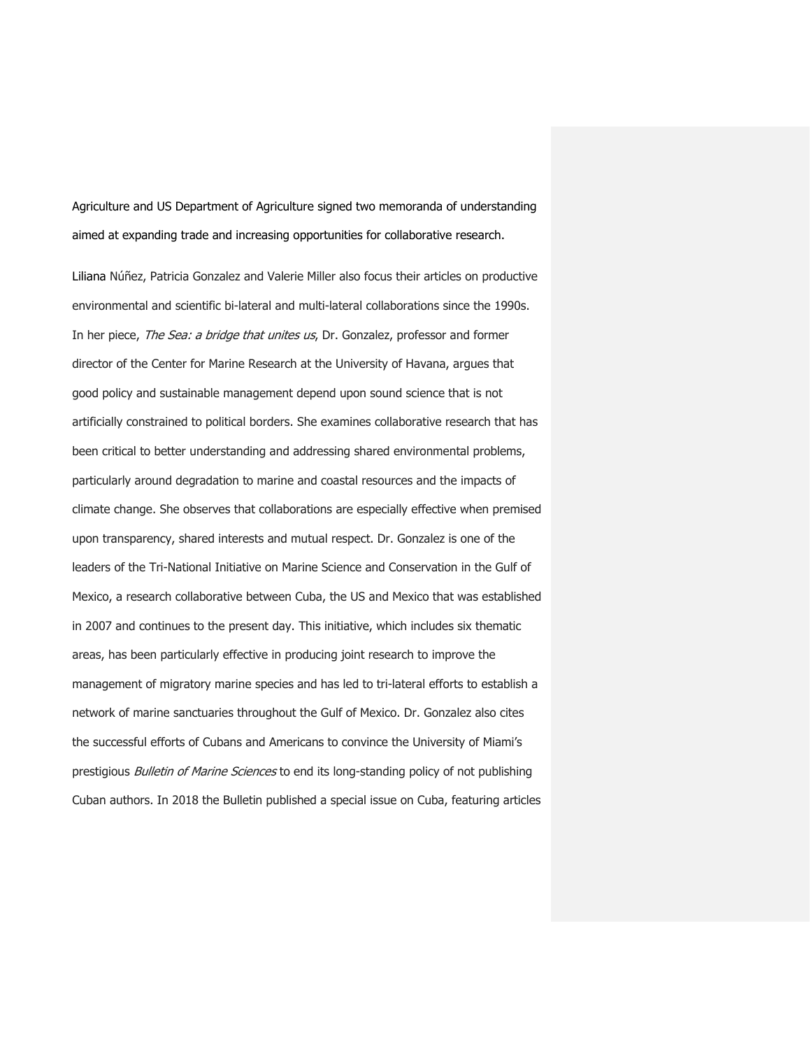Agriculture and US Department of Agriculture signed two memoranda of understanding aimed at expanding trade and increasing opportunities for collaborative research.

Liliana Núñez, Patricia Gonzalez and Valerie Miller also focus their articles on productive environmental and scientific bi-lateral and multi-lateral collaborations since the 1990s. In her piece, *The Sea: a bridge that unites us*, Dr. Gonzalez, professor and former director of the Center for Marine Research at the University of Havana, argues that good policy and sustainable management depend upon sound science that is not artificially constrained to political borders. She examines collaborative research that has been critical to better understanding and addressing shared environmental problems, particularly around degradation to marine and coastal resources and the impacts of climate change. She observes that collaborations are especially effective when premised upon transparency, shared interests and mutual respect. Dr. Gonzalez is one of the leaders of the Tri-National Initiative on Marine Science and Conservation in the Gulf of Mexico, a research collaborative between Cuba, the US and Mexico that was established in 2007 and continues to the present day. This initiative, which includes six thematic areas, has been particularly effective in producing joint research to improve the management of migratory marine species and has led to tri-lateral efforts to establish a network of marine sanctuaries throughout the Gulf of Mexico. Dr. Gonzalez also cites the successful efforts of Cubans and Americans to convince the University of Miami's prestigious *Bulletin of Marine Sciences* to end its long-standing policy of not publishing Cuban authors. In 2018 the Bulletin published a special issue on Cuba, featuring articles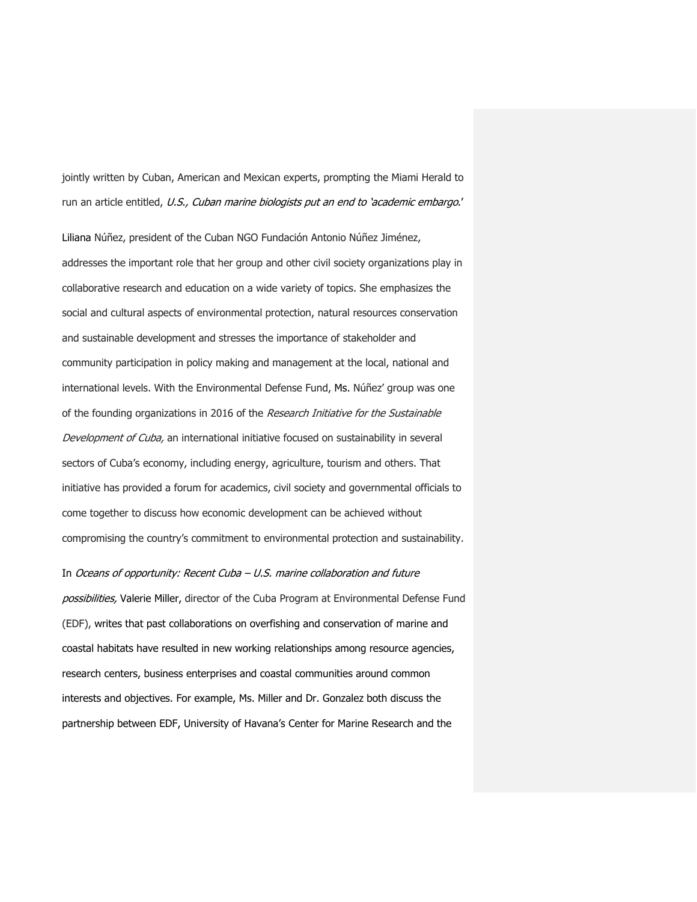jointly written by Cuban, American and Mexican experts, prompting the Miami Herald to run an article entitled, *U.S., Cuban marine biologists put an end to 'academic embargo*.'

Liliana Núñez, president of the Cuban NGO Fundación Antonio Núñez Jiménez, addresses the important role that her group and other civil society organizations play in collaborative research and education on a wide variety of topics. She emphasizes the social and cultural aspects of environmental protection, natural resources conservation and sustainable development and stresses the importance of stakeholder and community participation in policy making and management at the local, national and international levels. With the Environmental Defense Fund, Ms. Núñez' group was one of the founding organizations in 2016 of the *Research Initiative for the Sustainable Development of Cuba,* an international initiative focused on sustainability in several sectors of Cuba's economy, including energy, agriculture, tourism and others. That initiative has provided a forum for academics, civil society and governmental officials to come together to discuss how economic development can be achieved without compromising the country's commitment to environmental protection and sustainability.

In *Oceans of opportunity: Recent Cuba – U.S. marine collaboration and future possibilities,* Valerie Miller, director of the Cuba Program at Environmental Defense Fund (EDF), writes that past collaborations on overfishing and conservation of marine and coastal habitats have resulted in new working relationships among resource agencies, research centers, business enterprises and coastal communities around common interests and objectives. For example, Ms. Miller and Dr. Gonzalez both discuss the partnership between EDF, University of Havana's Center for Marine Research and the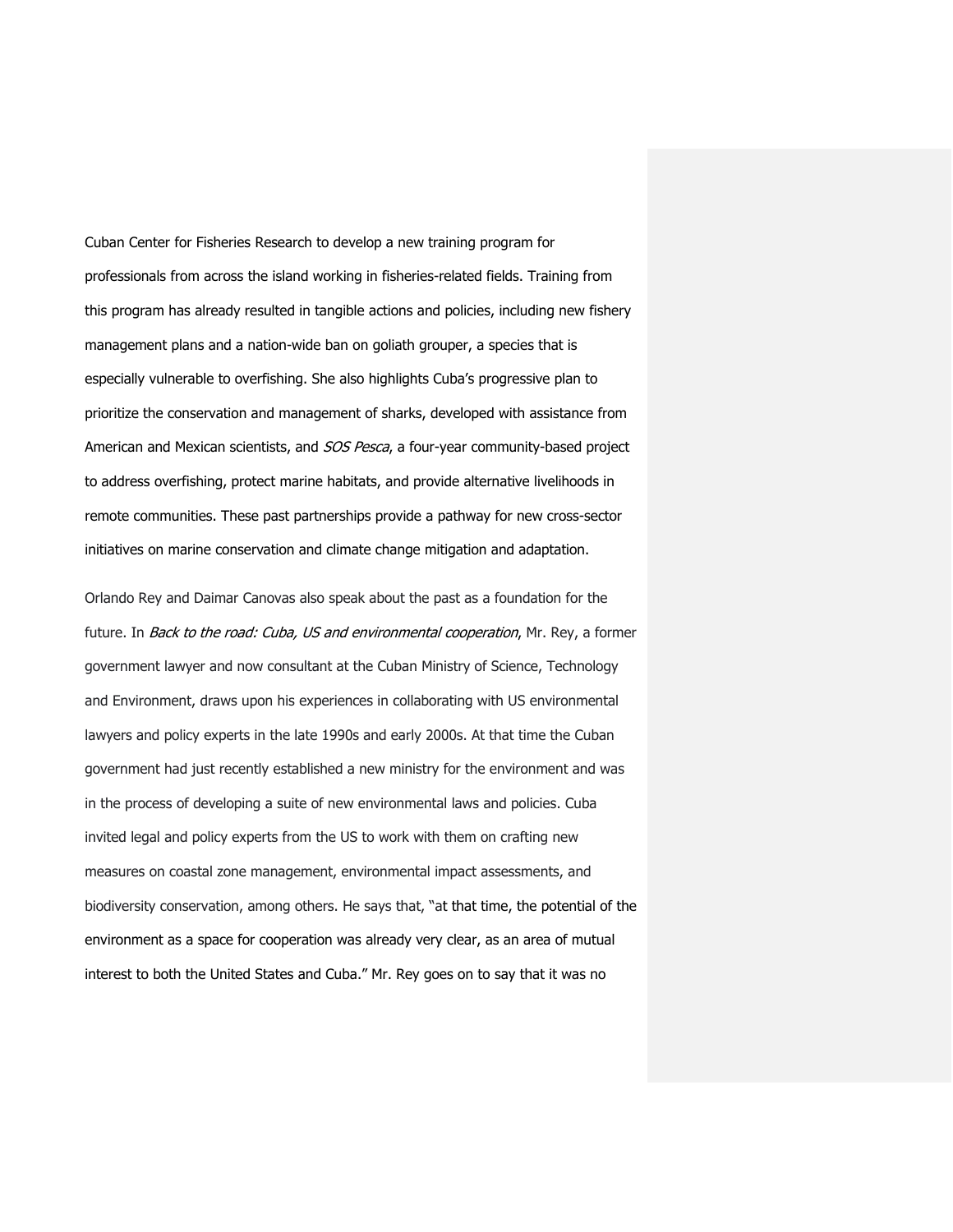Cuban Center for Fisheries Research to develop a new training program for professionals from across the island working in fisheries-related fields. Training from this program has already resulted in tangible actions and policies, including new fishery management plans and a nation-wide ban on goliath grouper, a species that is especially vulnerable to overfishing. She also highlights Cuba's progressive plan to prioritize the conservation and management of sharks, developed with assistance from American and Mexican scientists, and *SOS Pesca*, a four-year community-based project to address overfishing, protect marine habitats, and provide alternative livelihoods in remote communities. These past partnerships provide a pathway for new cross-sector initiatives on marine conservation and climate change mitigation and adaptation.

Orlando Rey and Daimar Canovas also speak about the past as a foundation for the future. In *Back to the road: Cuba, US and environmental cooperation*, Mr. Rey, a former government lawyer and now consultant at the Cuban Ministry of Science, Technology and Environment, draws upon his experiences in collaborating with US environmental lawyers and policy experts in the late 1990s and early 2000s. At that time the Cuban government had just recently established a new ministry for the environment and was in the process of developing a suite of new environmental laws and policies. Cuba invited legal and policy experts from the US to work with them on crafting new measures on coastal zone management, environmental impact assessments, and biodiversity conservation, among others. He says that, "at that time, the potential of the environment as a space for cooperation was already very clear, as an area of mutual interest to both the United States and Cuba." Mr. Rey goes on to say that it was no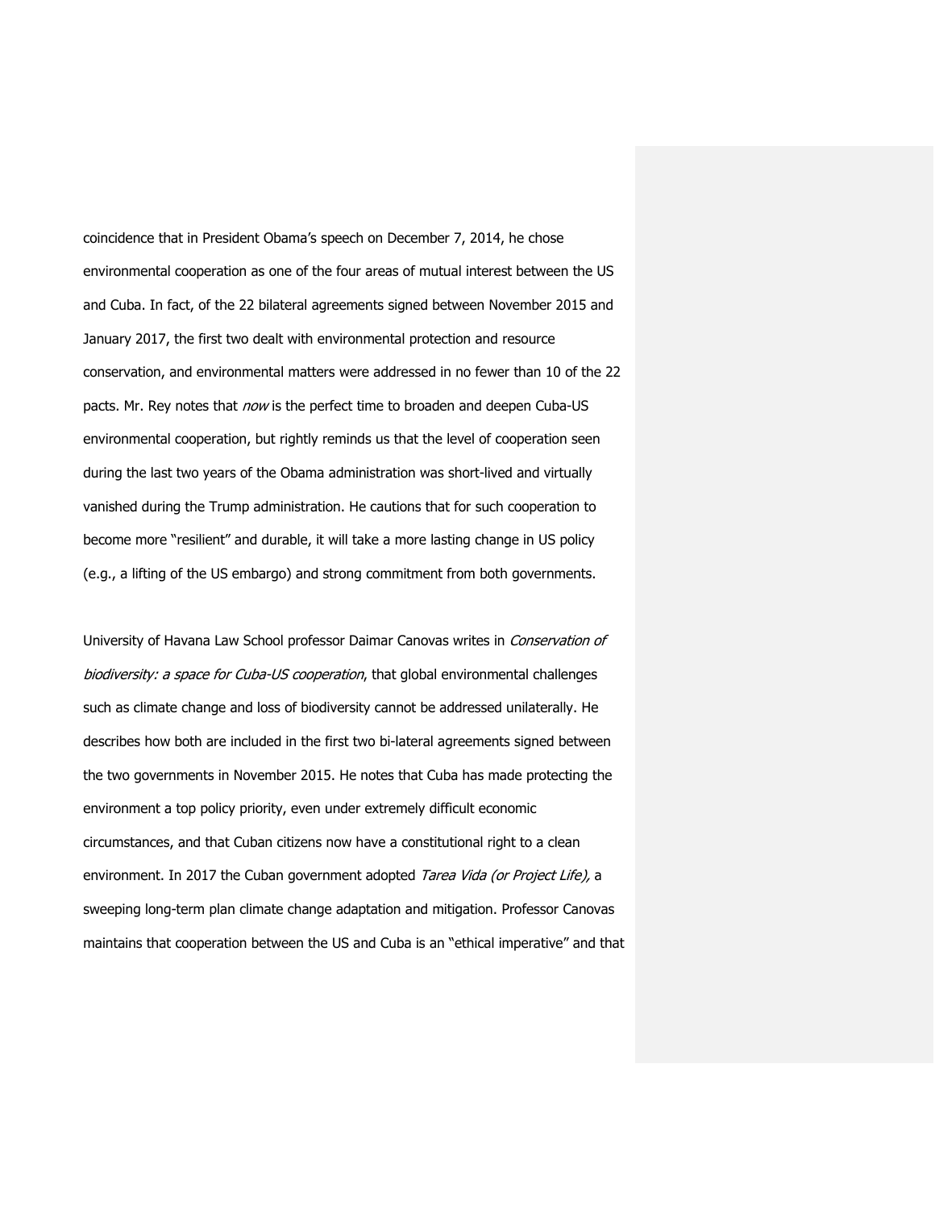coincidence that in President Obama's speech on December 7, 2014, he chose environmental cooperation as one of the four areas of mutual interest between the US and Cuba. In fact, of the 22 bilateral agreements signed between November 2015 and January 2017, the first two dealt with environmental protection and resource conservation, and environmental matters were addressed in no fewer than 10 of the 22 pacts. Mr. Rey notes that *now* is the perfect time to broaden and deepen Cuba-US environmental cooperation, but rightly reminds us that the level of cooperation seen during the last two years of the Obama administration was short-lived and virtually vanished during the Trump administration. He cautions that for such cooperation to become more "resilient" and durable, it will take a more lasting change in US policy (e.g., a lifting of the US embargo) and strong commitment from both governments.

University of Havana Law School professor Daimar Canovas writes in *Conservation of biodiversity: a space for Cuba-US cooperation*, that global environmental challenges such as climate change and loss of biodiversity cannot be addressed unilaterally. He describes how both are included in the first two bi-lateral agreements signed between the two governments in November 2015. He notes that Cuba has made protecting the environment a top policy priority, even under extremely difficult economic circumstances, and that Cuban citizens now have a constitutional right to a clean environment. In 2017 the Cuban government adopted *Tarea Vida (or Project Life),* a sweeping long-term plan climate change adaptation and mitigation. Professor Canovas maintains that cooperation between the US and Cuba is an "ethical imperative" and that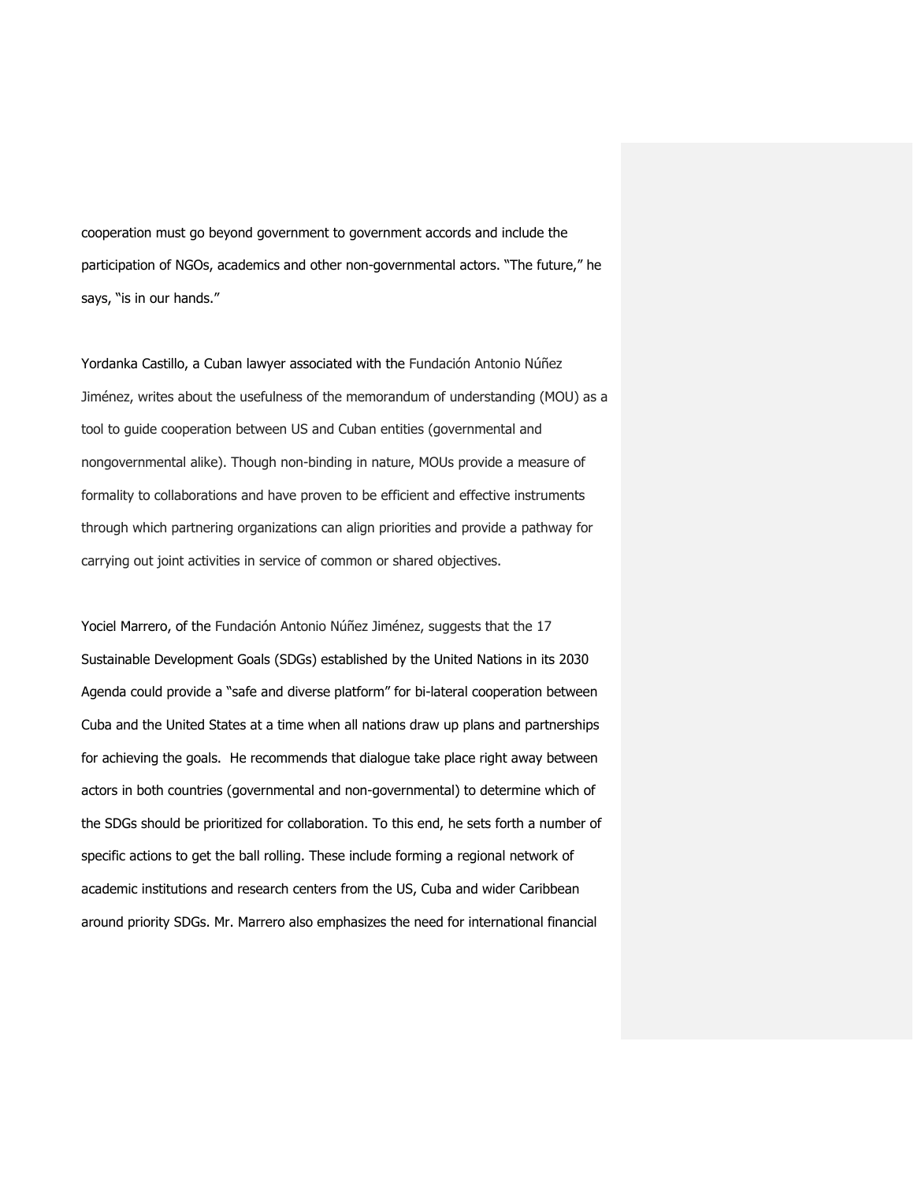cooperation must go beyond government to government accords and include the participation of NGOs, academics and other non-governmental actors. "The future," he says, "is in our hands."

Yordanka Castillo, a Cuban lawyer associated with the Fundación Antonio Núñez Jiménez, writes about the usefulness of the memorandum of understanding (MOU) as a tool to guide cooperation between US and Cuban entities (governmental and nongovernmental alike). Though non-binding in nature, MOUs provide a measure of formality to collaborations and have proven to be efficient and effective instruments through which partnering organizations can align priorities and provide a pathway for carrying out joint activities in service of common or shared objectives.

Yociel Marrero, of the Fundación Antonio Núñez Jiménez, suggests that the 17 Sustainable Development Goals (SDGs) established by the United Nations in its 2030 Agenda could provide a "safe and diverse platform" for bi-lateral cooperation between Cuba and the United States at a time when all nations draw up plans and partnerships for achieving the goals. He recommends that dialogue take place right away between actors in both countries (governmental and non-governmental) to determine which of the SDGs should be prioritized for collaboration. To this end, he sets forth a number of specific actions to get the ball rolling. These include forming a regional network of academic institutions and research centers from the US, Cuba and wider Caribbean around priority SDGs. Mr. Marrero also emphasizes the need for international financial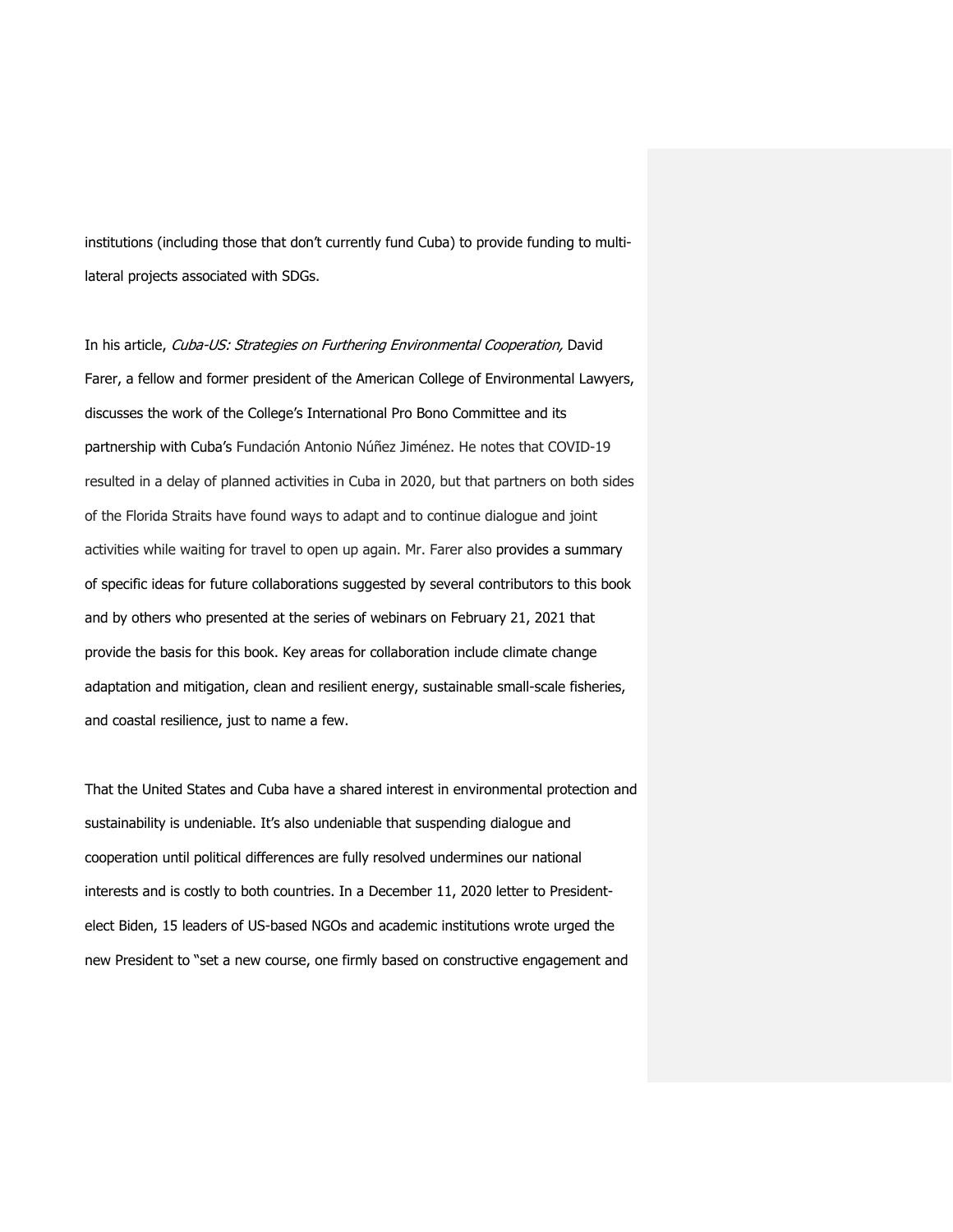institutions (including those that don't currently fund Cuba) to provide funding to multi-lateral projects associated with SDGs.

In his article, *Cuba-US: Strategies on Furthering Environmental Cooperation,* David Farer, a fellow and former president of the American College of Environmental Lawyers, discusses the work of the College's International Pro Bono Committee and its partnership with Cuba's Fundación Antonio Núñez Jiménez. He notes that COVID-19 resulted in a delay of planned activities in Cuba in 2020, but that partners on both sides of the Florida Straits have found ways to adapt and to continue dialogue and joint activities while waiting for travel to open up again. Mr. Farer also provides a summary of specific ideas for future collaborations suggested by several contributors to this book and by others who presented at the series of webinars on February 21, 2021 that provide the basis for this book. Key areas for collaboration include climate change adaptation and mitigation, clean and resilient energy, sustainable small-scale fisheries, and coastal resilience, just to name a few.

That the United States and Cuba have a shared interest in environmental protection and sustainability is undeniable. It's also undeniable that suspending dialogue and cooperation until political differences are fully resolved undermines our national interests and is costly to both countries. In a December 11, 2020 letter to President-elect Biden, 15 leaders of US-based NGOs and academic institutions wrote urged the new President to "set a new course, one firmly based on constructive engagement and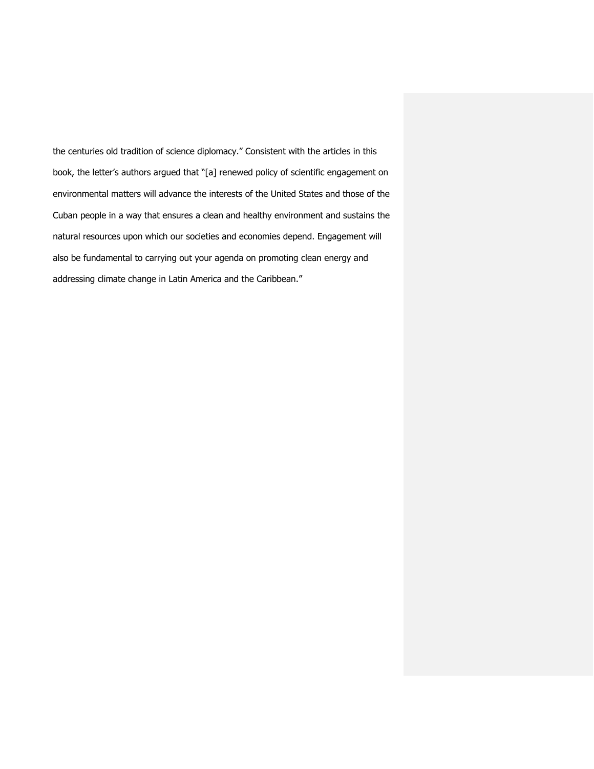the centuries old tradition of science diplomacy." Consistent with the articles in this book, the letter's authors argued that "[a] renewed policy of scientific engagement on environmental matters will advance the interests of the United States and those of the Cuban people in a way that ensures a clean and healthy environment and sustains the natural resources upon which our societies and economies depend. Engagement will also be fundamental to carrying out your agenda on promoting clean energy and addressing climate change in Latin America and the Caribbean."